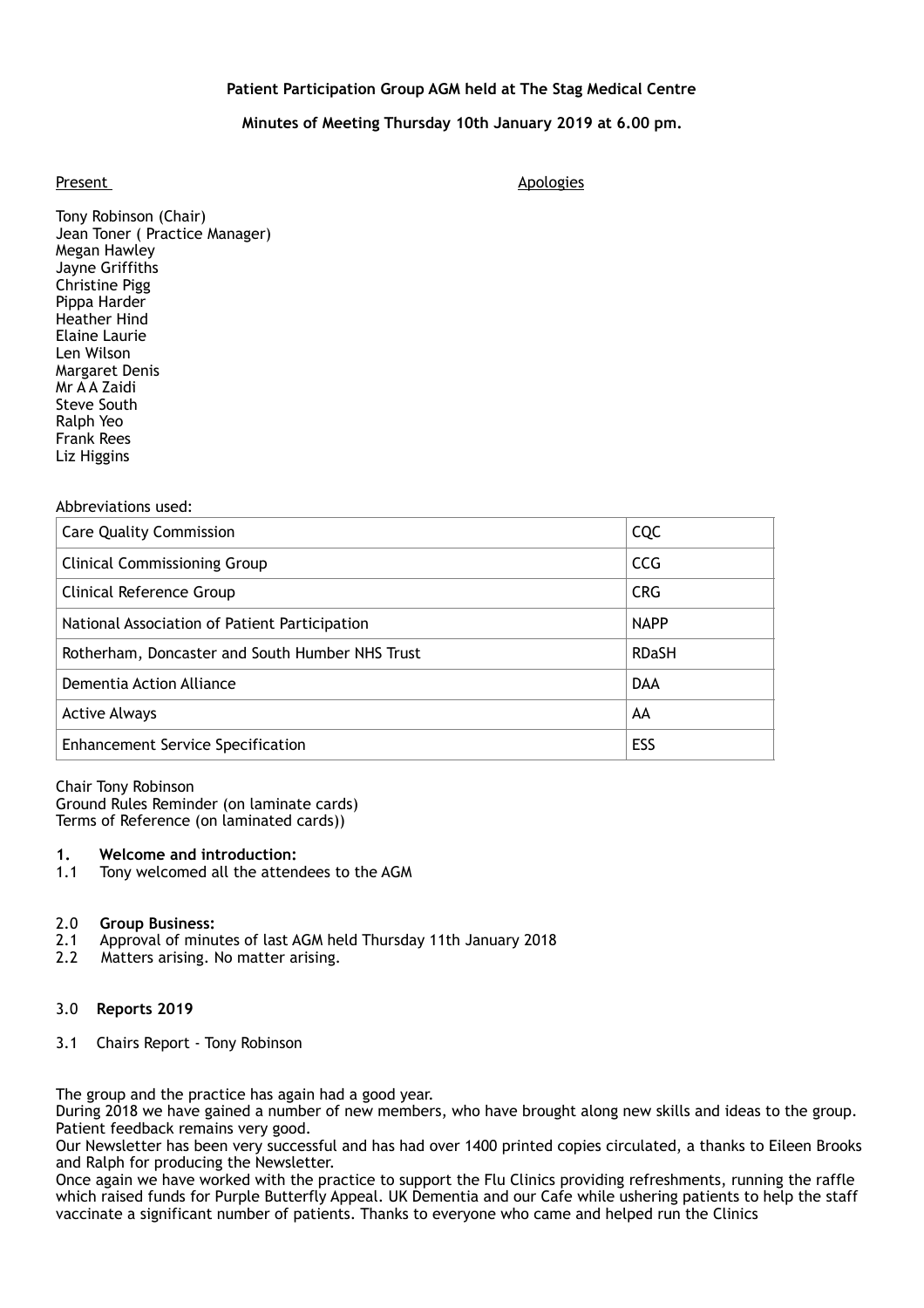**Patient Participation Group AGM held at The Stag Medical Centre**

**Minutes of Meeting Thursday 10th January 2019 at 6.00 pm.**

Present

Apologies

Tony Robinson (Chair)
Jean Toner ( Practice Manager)
Megan Hawley
Jayne Griffiths
Christine Pigg
Pippa Harder
Heather Hind
Elaine Laurie
Len Wilson
Margaret Denis
Mr A A Zaidi
Steve South
Ralph Yeo
Frank Rees
Liz Higgins

Abbreviations used:

| Care Quality Commission | CQC |
|---|---|
| Clinical Commissioning Group | CCG |
| Clinical Reference Group | CRG |
| National Association of Patient Participation | NAPP |
| Rotherham, Doncaster and South Humber NHS Trust | RDaSH |
| Dementia Action Alliance | DAA |
| Active Always | AA |
| Enhancement Service Specification | ESS |

Chair Tony Robinson
Ground Rules Reminder (on laminate cards)
Terms of Reference (on laminated cards))

**1. Welcome and introduction:**

1.1 Tony welcomed all the attendees to the AGM

2.0 **Group Business:**

2.1 Approval of minutes of last AGM held Thursday 11th January 2018

2.2 Matters arising. No matter arising.

3.0 **Reports 2019**

3.1 Chairs Report - Tony Robinson

The group and the practice has again had a good year.
During 2018 we have gained a number of new members, who have brought along new skills and ideas to the group. Patient feedback remains very good.
Our Newsletter has been very successful and has had over 1400 printed copies circulated, a thanks to Eileen Brooks and Ralph for producing the Newsletter.
Once again we have worked with the practice to support the Flu Clinics providing refreshments, running the raffle which raised funds for Purple Butterfly Appeal. UK Dementia and our Cafe while ushering patients to help the staff vaccinate a significant number of patients. Thanks to everyone who came and helped run the Clinics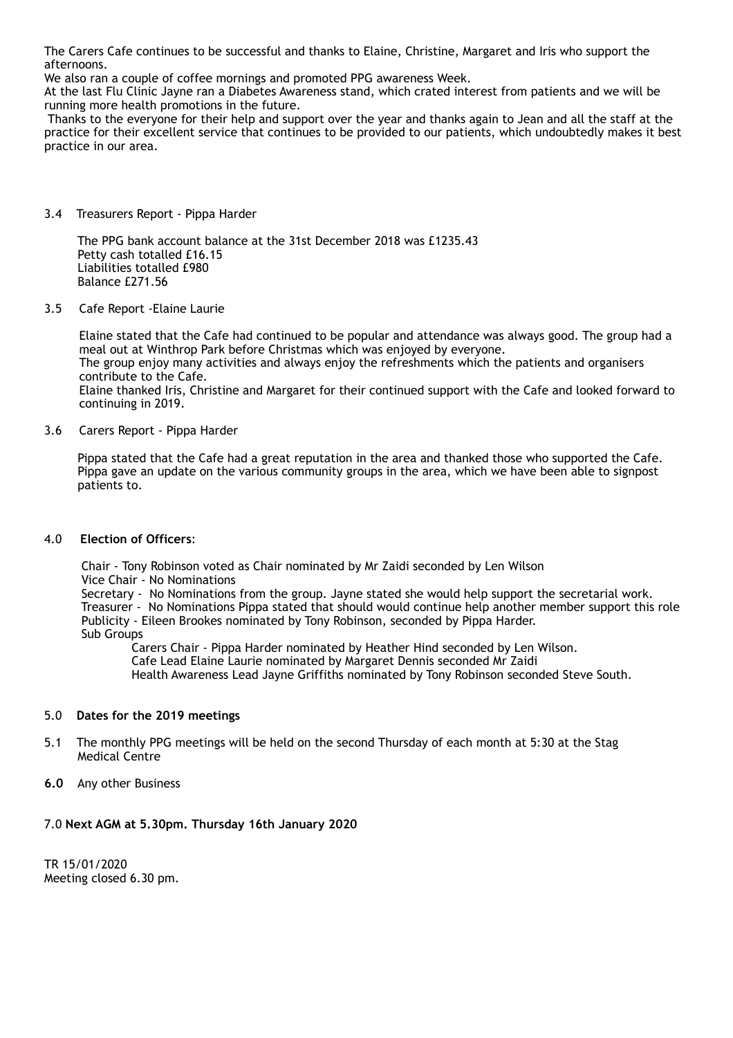The Carers Cafe continues to be successful and thanks to Elaine, Christine, Margaret and Iris who support the afternoons.

We also ran a couple of coffee mornings and promoted PPG awareness Week.

At the last Flu Clinic Jayne ran a Diabetes Awareness stand, which crated interest from patients and we will be running more health promotions in the future.

Thanks to the everyone for their help and support over the year and thanks again to Jean and all the staff at the practice for their excellent service that continues to be provided to our patients, which undoubtedly makes it best practice in our area.

3.4 Treasurers Report - Pippa Harder

The PPG bank account balance at the 31st December 2018 was £1235.43
Petty cash totalled £16.15
Liabilities totalled £980
Balance £271.56

3.5 Cafe Report -Elaine Laurie

Elaine stated that the Cafe had continued to be popular and attendance was always good. The group had a meal out at Winthrop Park before Christmas which was enjoyed by everyone.
The group enjoy many activities and always enjoy the refreshments which the patients and organisers contribute to the Cafe.
Elaine thanked Iris, Christine and Margaret for their continued support with the Cafe and looked forward to continuing in 2019.

3.6 Carers Report - Pippa Harder

Pippa stated that the Cafe had a great reputation in the area and thanked those who supported the Cafe. Pippa gave an update on the various community groups in the area, which we have been able to signpost patients to.

4.0 **Election of Officers**:

Chair - Tony Robinson voted as Chair nominated by Mr Zaidi seconded by Len Wilson
Vice Chair - No Nominations
Secretary - No Nominations from the group. Jayne stated she would help support the secretarial work.
Treasurer - No Nominations Pippa stated that should would continue help another member support this role
Publicity - Eileen Brookes nominated by Tony Robinson, seconded by Pippa Harder.
Sub Groups

Carers Chair - Pippa Harder nominated by Heather Hind seconded by Len Wilson.
Cafe Lead Elaine Laurie nominated by Margaret Dennis seconded Mr Zaidi
Health Awareness Lead Jayne Griffiths nominated by Tony Robinson seconded Steve South.

5.0 **Dates for the 2019 meetings**

5.1 The monthly PPG meetings will be held on the second Thursday of each month at 5:30 at the Stag Medical Centre

**6.0** Any other Business

7.0 **Next AGM at 5.30pm. Thursday 16th January 2020**

TR 15/01/2020
Meeting closed 6.30 pm.